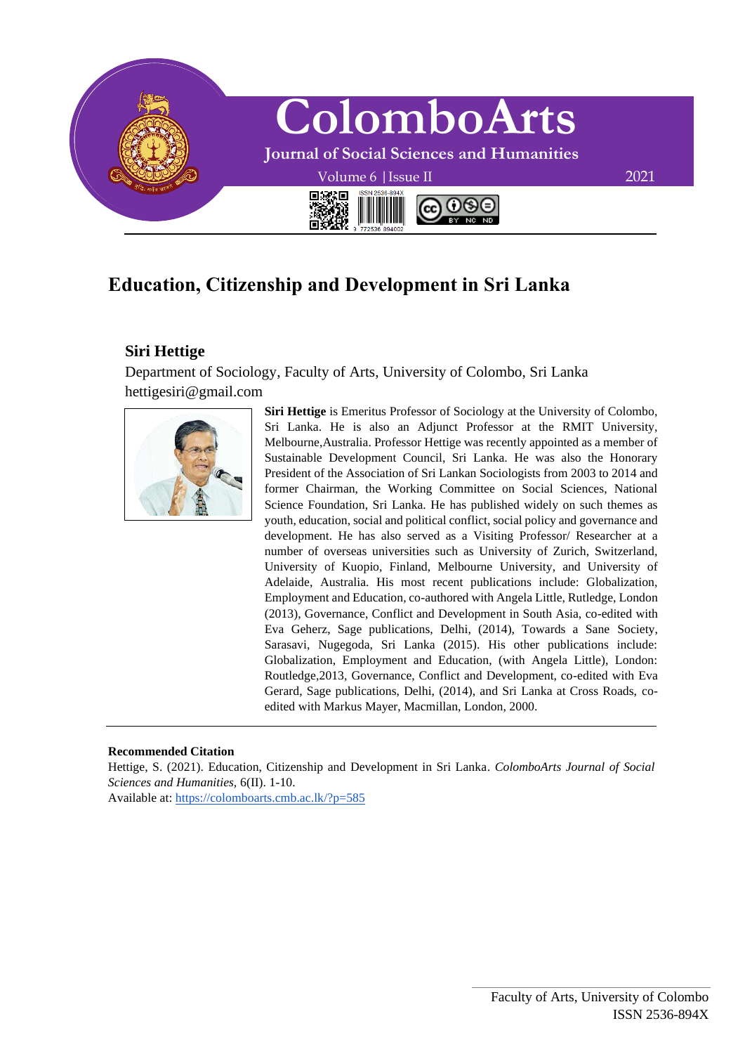# Education, Citizenship and Development in Sri Lanka

### Siri Hettige

Department of Sociology, Faculty of Arts, University of Colombo, Sri Lanka
hettigesiri@gmail.com

**Siri Hettige** is Emeritus Professor of Sociology at the University of Colombo, Sri Lanka. He is also an Adjunct Professor at the RMIT University, Melbourne,Australia. Professor Hettige was recently appointed as a member of Sustainable Development Council, Sri Lanka. He was also the Honorary President of the Association of Sri Lankan Sociologists from 2003 to 2014 and former Chairman, the Working Committee on Social Sciences, National Science Foundation, Sri Lanka. He has published widely on such themes as youth, education, social and political conflict, social policy and governance and development. He has also served as a Visiting Professor/ Researcher at a number of overseas universities such as University of Zurich, Switzerland, University of Kuopio, Finland, Melbourne University, and University of Adelaide, Australia. His most recent publications include: Globalization, Employment and Education, co-authored with Angela Little, Rutledge, London (2013), Governance, Conflict and Development in South Asia, co-edited with Eva Geherz, Sage publications, Delhi, (2014), Towards a Sane Society, Sarasavi, Nugegoda, Sri Lanka (2015). His other publications include: Globalization, Employment and Education, (with Angela Little), London: Routledge,2013, Governance, Conflict and Development, co-edited with Eva Gerard, Sage publications, Delhi, (2014), and Sri Lanka at Cross Roads, co-edited with Markus Mayer, Macmillan, London, 2000.

---

**Recommended Citation**

Hettige, S. (2021). Education, Citizenship and Development in Sri Lanka. *ColomboArts Journal of Social Sciences and Humanities*, 6(II). 1-10.
Available at: https://colomboarts.cmb.ac.lk/?p=585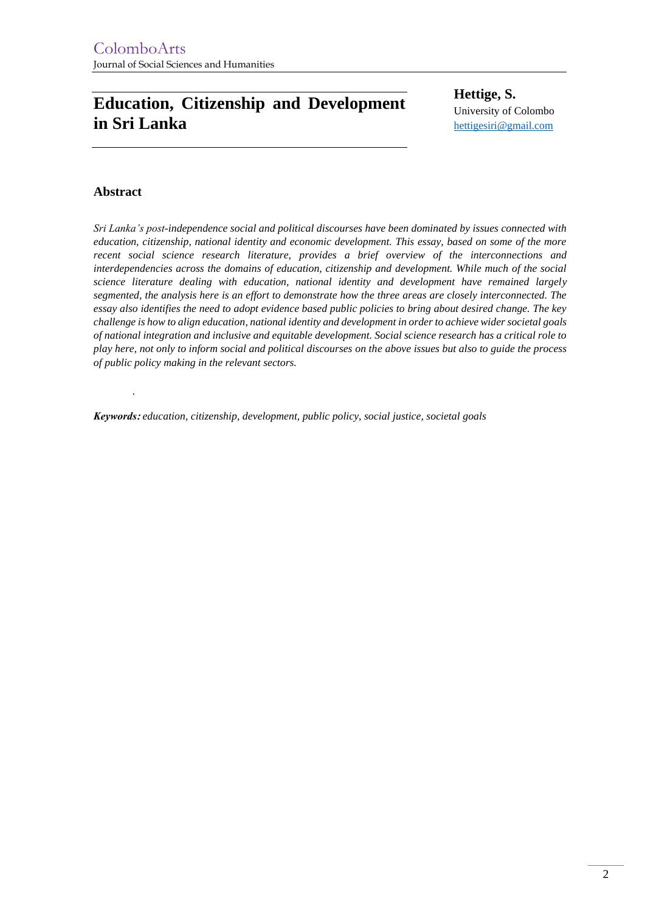# Education, Citizenship and Development in Sri Lanka

**Hettige, S.**
University of Colombo
hettigesiri@gmail.com

## Abstract

*Sri Lanka's post-independence social and political discourses have been dominated by issues connected with education, citizenship, national identity and economic development. This essay, based on some of the more recent social science research literature, provides a brief overview of the interconnections and interdependencies across the domains of education, citizenship and development. While much of the social science literature dealing with education, national identity and development have remained largely segmented, the analysis here is an effort to demonstrate how the three areas are closely interconnected. The essay also identifies the need to adopt evidence based public policies to bring about desired change. The key challenge is how to align education, national identity and development in order to achieve wider societal goals of national integration and inclusive and equitable development. Social science research has a critical role to play here, not only to inform social and political discourses on the above issues but also to guide the process of public policy making in the relevant sectors.*

***Keywords:*** *education, citizenship, development, public policy, social justice, societal goals*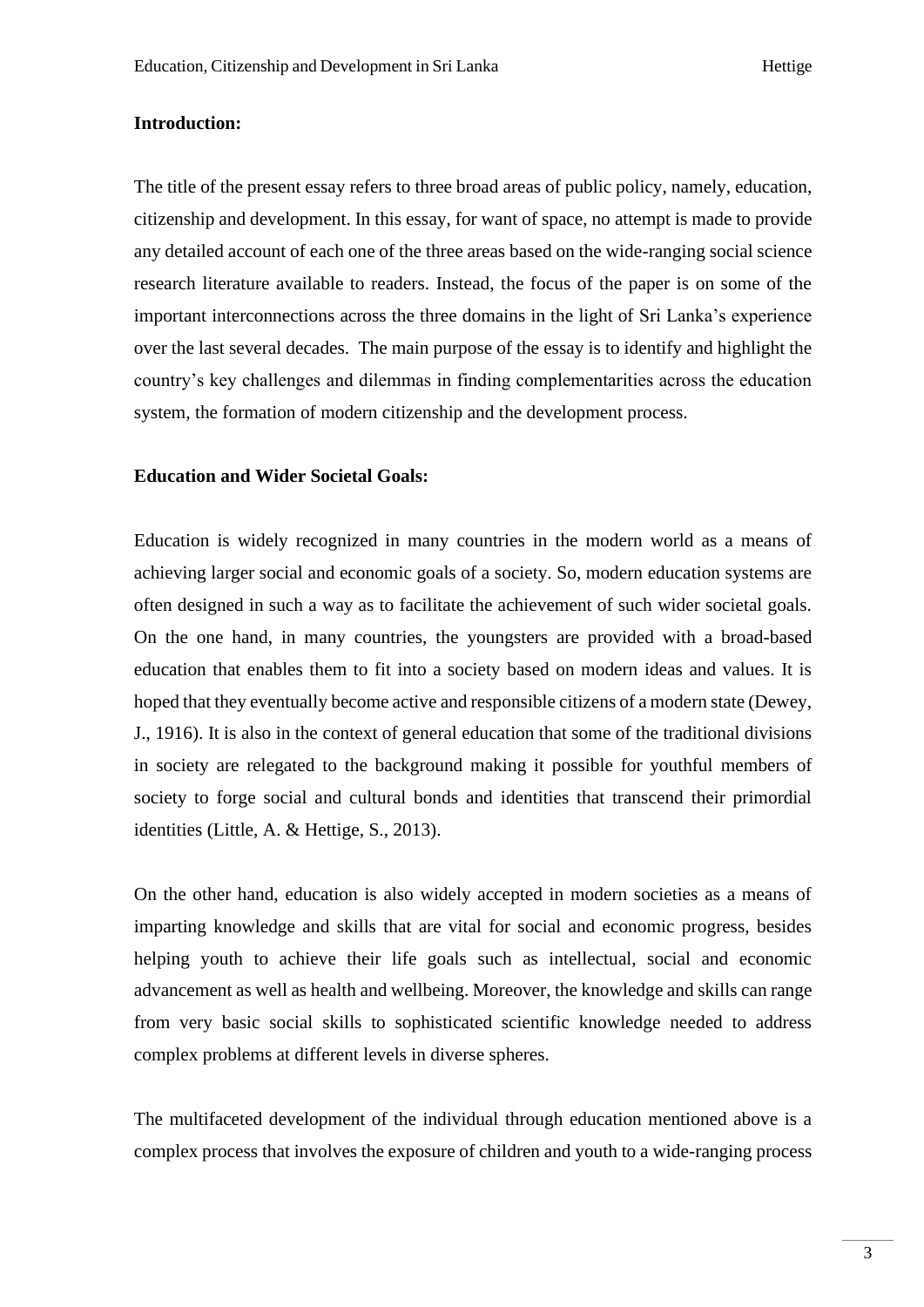**Introduction:**

The title of the present essay refers to three broad areas of public policy, namely, education, citizenship and development. In this essay, for want of space, no attempt is made to provide any detailed account of each one of the three areas based on the wide-ranging social science research literature available to readers. Instead, the focus of the paper is on some of the important interconnections across the three domains in the light of Sri Lanka's experience over the last several decades. The main purpose of the essay is to identify and highlight the country's key challenges and dilemmas in finding complementarities across the education system, the formation of modern citizenship and the development process.

**Education and Wider Societal Goals:**

Education is widely recognized in many countries in the modern world as a means of achieving larger social and economic goals of a society. So, modern education systems are often designed in such a way as to facilitate the achievement of such wider societal goals. On the one hand, in many countries, the youngsters are provided with a broad-based education that enables them to fit into a society based on modern ideas and values. It is hoped that they eventually become active and responsible citizens of a modern state (Dewey, J., 1916). It is also in the context of general education that some of the traditional divisions in society are relegated to the background making it possible for youthful members of society to forge social and cultural bonds and identities that transcend their primordial identities (Little, A. & Hettige, S., 2013).

On the other hand, education is also widely accepted in modern societies as a means of imparting knowledge and skills that are vital for social and economic progress, besides helping youth to achieve their life goals such as intellectual, social and economic advancement as well as health and wellbeing. Moreover, the knowledge and skills can range from very basic social skills to sophisticated scientific knowledge needed to address complex problems at different levels in diverse spheres.

The multifaceted development of the individual through education mentioned above is a complex process that involves the exposure of children and youth to a wide-ranging process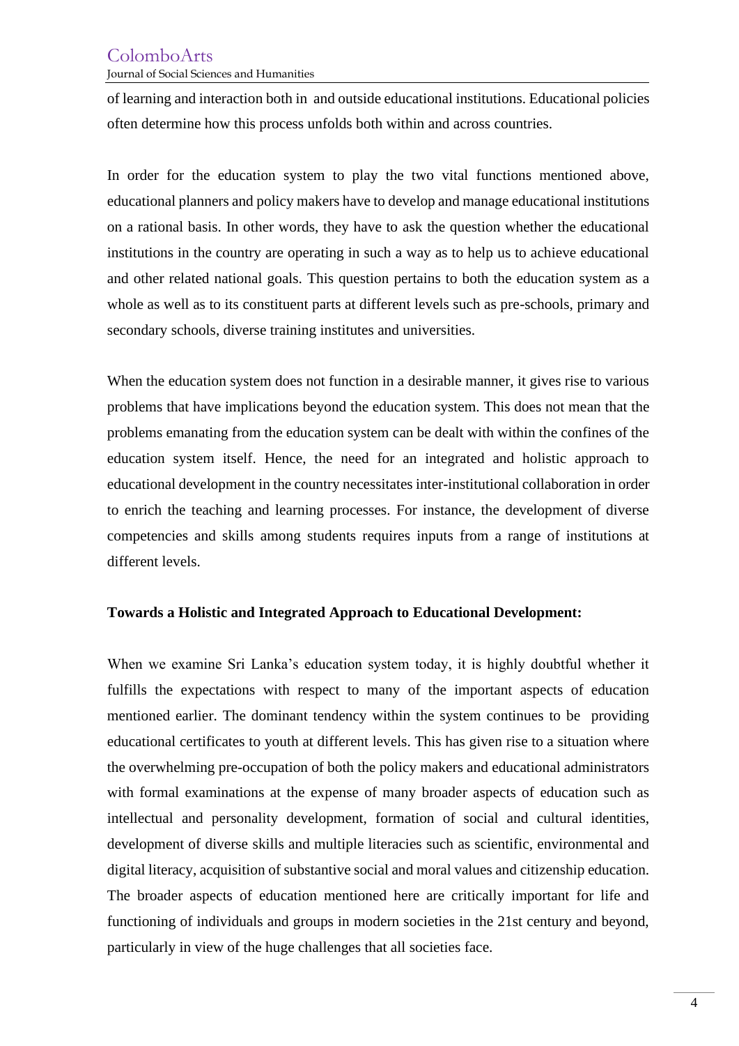of learning and interaction both in and outside educational institutions. Educational policies often determine how this process unfolds both within and across countries.

In order for the education system to play the two vital functions mentioned above, educational planners and policy makers have to develop and manage educational institutions on a rational basis. In other words, they have to ask the question whether the educational institutions in the country are operating in such a way as to help us to achieve educational and other related national goals. This question pertains to both the education system as a whole as well as to its constituent parts at different levels such as pre-schools, primary and secondary schools, diverse training institutes and universities.

When the education system does not function in a desirable manner, it gives rise to various problems that have implications beyond the education system. This does not mean that the problems emanating from the education system can be dealt with within the confines of the education system itself. Hence, the need for an integrated and holistic approach to educational development in the country necessitates inter-institutional collaboration in order to enrich the teaching and learning processes. For instance, the development of diverse competencies and skills among students requires inputs from a range of institutions at different levels.

**Towards a Holistic and Integrated Approach to Educational Development:**

When we examine Sri Lanka's education system today, it is highly doubtful whether it fulfills the expectations with respect to many of the important aspects of education mentioned earlier. The dominant tendency within the system continues to be providing educational certificates to youth at different levels. This has given rise to a situation where the overwhelming pre-occupation of both the policy makers and educational administrators with formal examinations at the expense of many broader aspects of education such as intellectual and personality development, formation of social and cultural identities, development of diverse skills and multiple literacies such as scientific, environmental and digital literacy, acquisition of substantive social and moral values and citizenship education. The broader aspects of education mentioned here are critically important for life and functioning of individuals and groups in modern societies in the 21st century and beyond, particularly in view of the huge challenges that all societies face.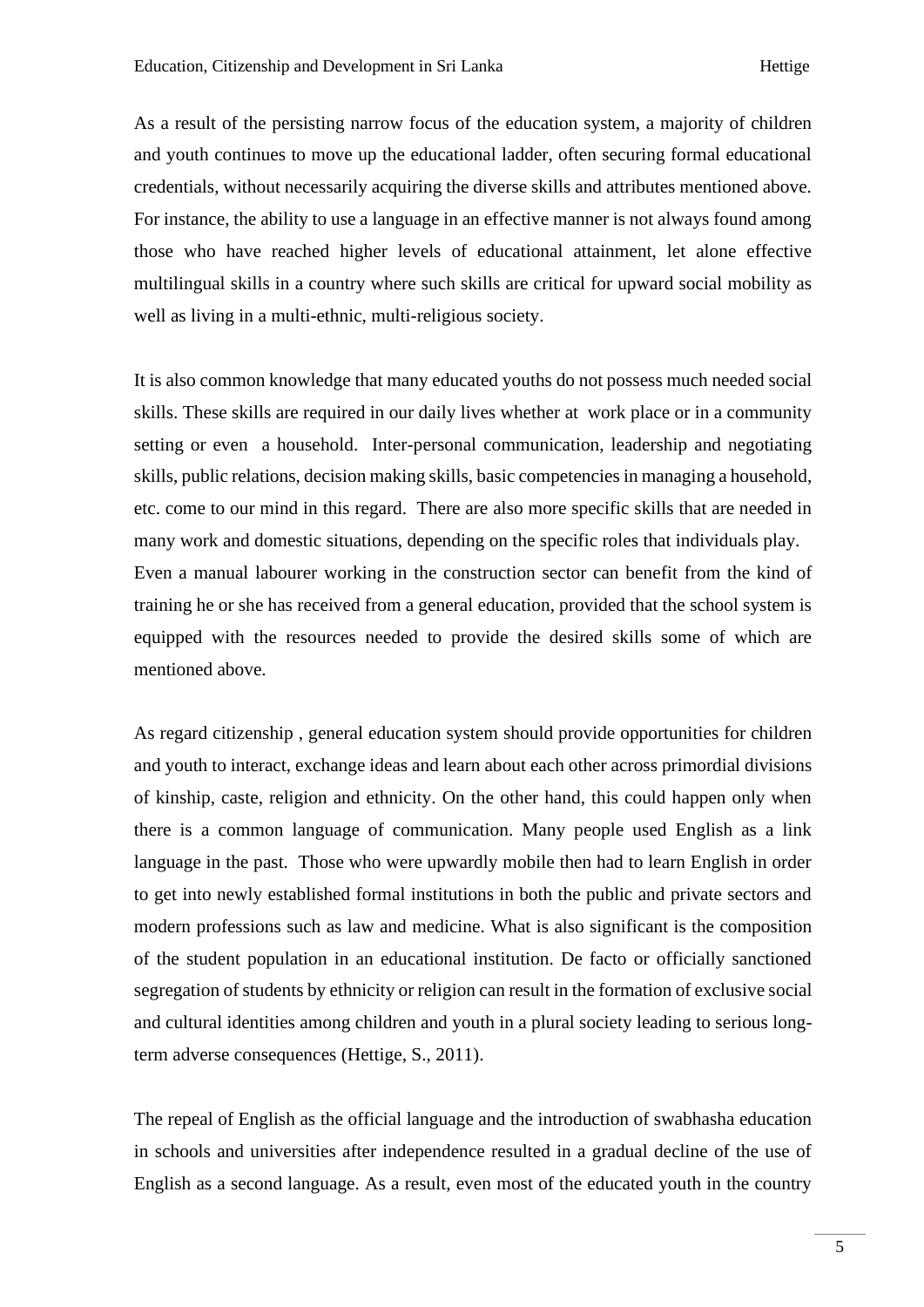As a result of the persisting narrow focus of the education system, a majority of children and youth continues to move up the educational ladder, often securing formal educational credentials, without necessarily acquiring the diverse skills and attributes mentioned above. For instance, the ability to use a language in an effective manner is not always found among those who have reached higher levels of educational attainment, let alone effective multilingual skills in a country where such skills are critical for upward social mobility as well as living in a multi-ethnic, multi-religious society.

It is also common knowledge that many educated youths do not possess much needed social skills. These skills are required in our daily lives whether at work place or in a community setting or even a household. Inter-personal communication, leadership and negotiating skills, public relations, decision making skills, basic competencies in managing a household, etc. come to our mind in this regard. There are also more specific skills that are needed in many work and domestic situations, depending on the specific roles that individuals play. Even a manual labourer working in the construction sector can benefit from the kind of training he or she has received from a general education, provided that the school system is equipped with the resources needed to provide the desired skills some of which are mentioned above.

As regard citizenship , general education system should provide opportunities for children and youth to interact, exchange ideas and learn about each other across primordial divisions of kinship, caste, religion and ethnicity. On the other hand, this could happen only when there is a common language of communication. Many people used English as a link language in the past. Those who were upwardly mobile then had to learn English in order to get into newly established formal institutions in both the public and private sectors and modern professions such as law and medicine. What is also significant is the composition of the student population in an educational institution. De facto or officially sanctioned segregation of students by ethnicity or religion can result in the formation of exclusive social and cultural identities among children and youth in a plural society leading to serious long-term adverse consequences (Hettige, S., 2011).

The repeal of English as the official language and the introduction of swabhasha education in schools and universities after independence resulted in a gradual decline of the use of English as a second language. As a result, even most of the educated youth in the country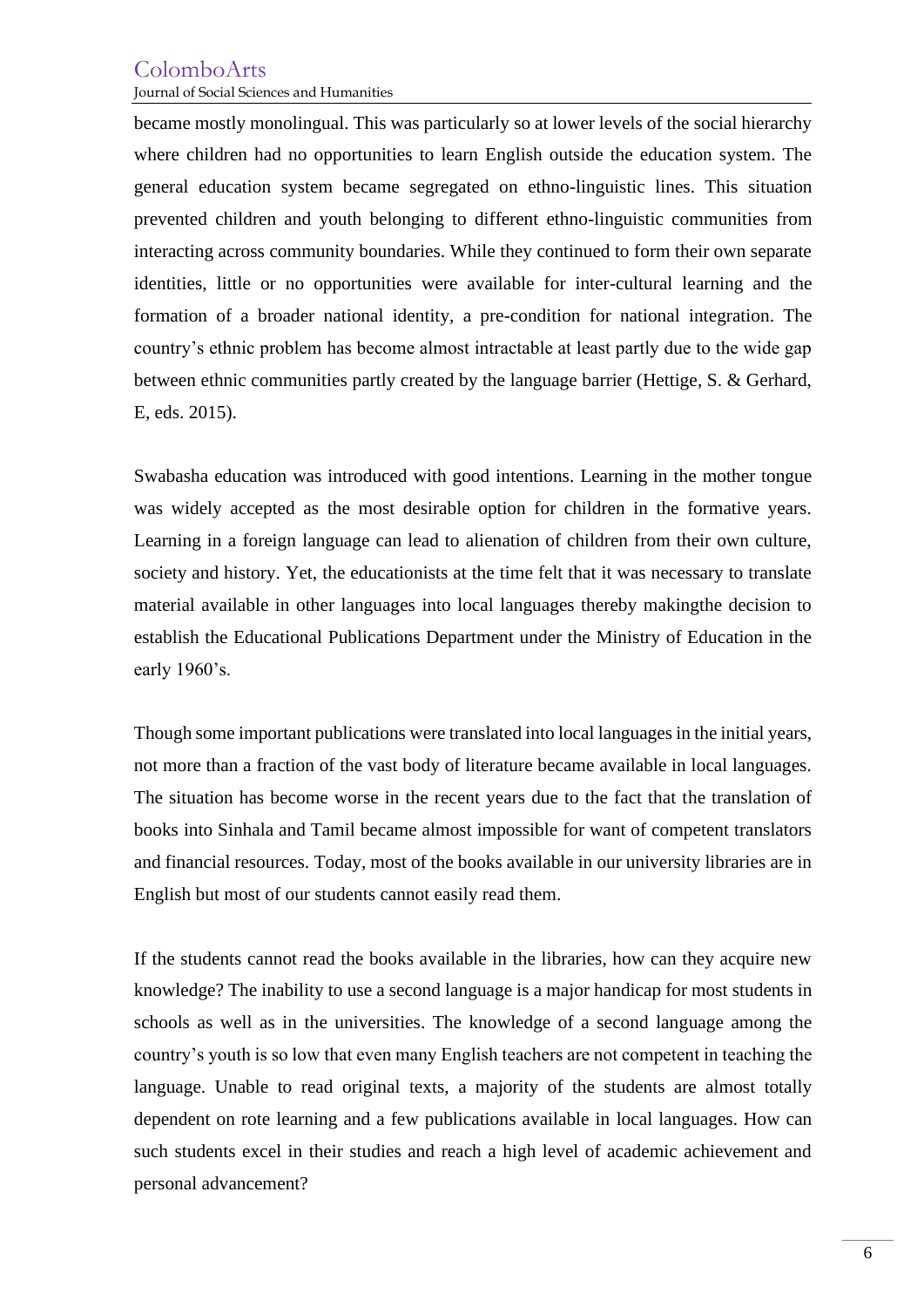became mostly monolingual. This was particularly so at lower levels of the social hierarchy where children had no opportunities to learn English outside the education system. The general education system became segregated on ethno-linguistic lines. This situation prevented children and youth belonging to different ethno-linguistic communities from interacting across community boundaries. While they continued to form their own separate identities, little or no opportunities were available for inter-cultural learning and the formation of a broader national identity, a pre-condition for national integration. The country's ethnic problem has become almost intractable at least partly due to the wide gap between ethnic communities partly created by the language barrier (Hettige, S. & Gerhard, E, eds. 2015).

Swabasha education was introduced with good intentions. Learning in the mother tongue was widely accepted as the most desirable option for children in the formative years. Learning in a foreign language can lead to alienation of children from their own culture, society and history. Yet, the educationists at the time felt that it was necessary to translate material available in other languages into local languages thereby makingthe decision to establish the Educational Publications Department under the Ministry of Education in the early 1960's.

Though some important publications were translated into local languages in the initial years, not more than a fraction of the vast body of literature became available in local languages. The situation has become worse in the recent years due to the fact that the translation of books into Sinhala and Tamil became almost impossible for want of competent translators and financial resources. Today, most of the books available in our university libraries are in English but most of our students cannot easily read them.

If the students cannot read the books available in the libraries, how can they acquire new knowledge? The inability to use a second language is a major handicap for most students in schools as well as in the universities. The knowledge of a second language among the country's youth is so low that even many English teachers are not competent in teaching the language. Unable to read original texts, a majority of the students are almost totally dependent on rote learning and a few publications available in local languages. How can such students excel in their studies and reach a high level of academic achievement and personal advancement?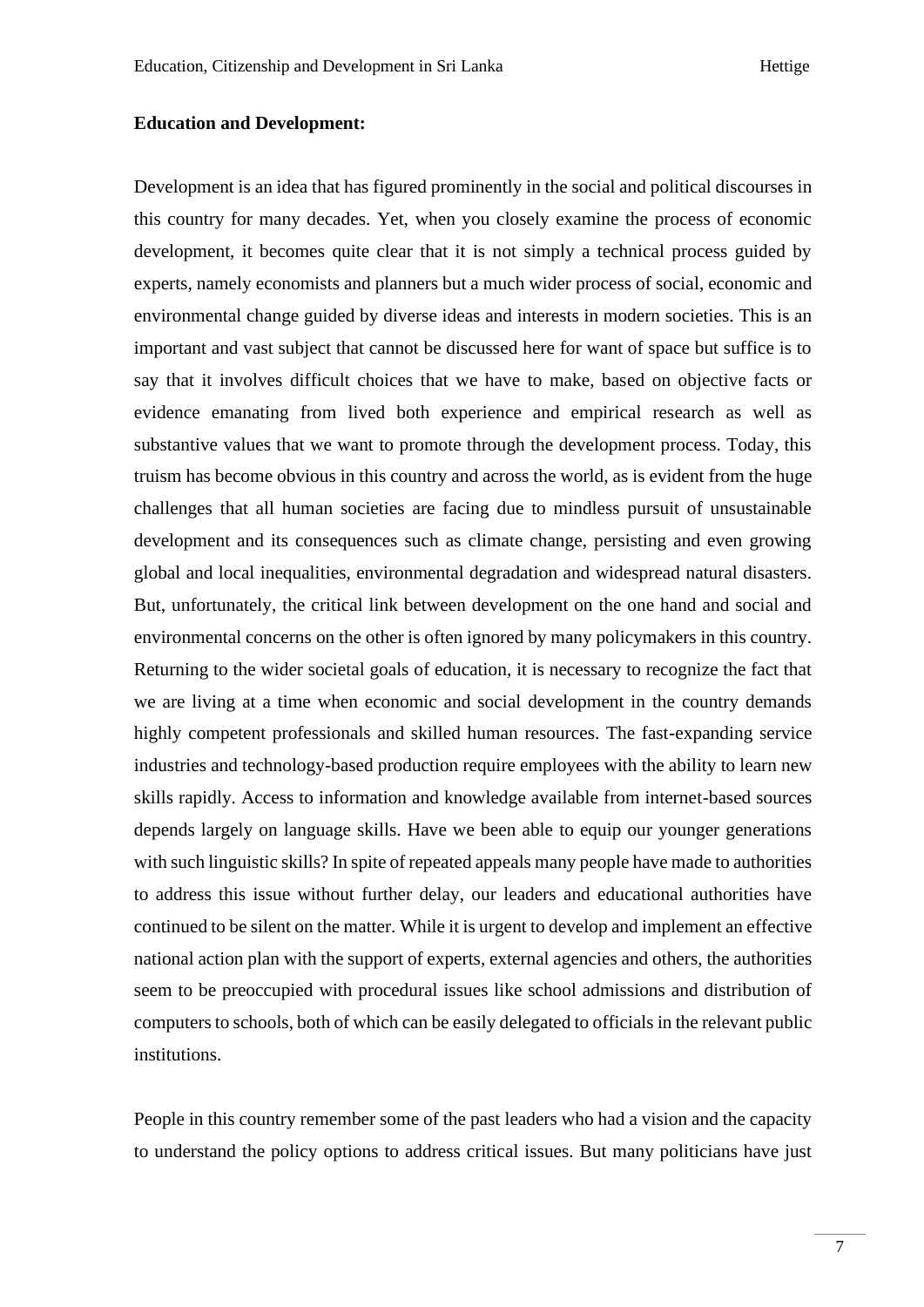**Education and Development:**

Development is an idea that has figured prominently in the social and political discourses in this country for many decades. Yet, when you closely examine the process of economic development, it becomes quite clear that it is not simply a technical process guided by experts, namely economists and planners but a much wider process of social, economic and environmental change guided by diverse ideas and interests in modern societies. This is an important and vast subject that cannot be discussed here for want of space but suffice is to say that it involves difficult choices that we have to make, based on objective facts or evidence emanating from lived both experience and empirical research as well as substantive values that we want to promote through the development process. Today, this truism has become obvious in this country and across the world, as is evident from the huge challenges that all human societies are facing due to mindless pursuit of unsustainable development and its consequences such as climate change, persisting and even growing global and local inequalities, environmental degradation and widespread natural disasters. But, unfortunately, the critical link between development on the one hand and social and environmental concerns on the other is often ignored by many policymakers in this country. Returning to the wider societal goals of education, it is necessary to recognize the fact that we are living at a time when economic and social development in the country demands highly competent professionals and skilled human resources. The fast-expanding service industries and technology-based production require employees with the ability to learn new skills rapidly. Access to information and knowledge available from internet-based sources depends largely on language skills. Have we been able to equip our younger generations with such linguistic skills? In spite of repeated appeals many people have made to authorities to address this issue without further delay, our leaders and educational authorities have continued to be silent on the matter. While it is urgent to develop and implement an effective national action plan with the support of experts, external agencies and others, the authorities seem to be preoccupied with procedural issues like school admissions and distribution of computers to schools, both of which can be easily delegated to officials in the relevant public institutions.

People in this country remember some of the past leaders who had a vision and the capacity to understand the policy options to address critical issues. But many politicians have just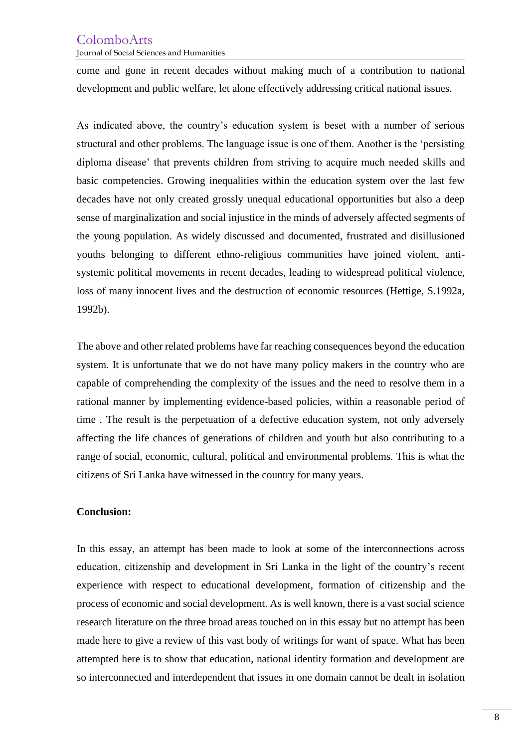come and gone in recent decades without making much of a contribution to national development and public welfare, let alone effectively addressing critical national issues.

As indicated above, the country's education system is beset with a number of serious structural and other problems. The language issue is one of them. Another is the 'persisting diploma disease' that prevents children from striving to acquire much needed skills and basic competencies. Growing inequalities within the education system over the last few decades have not only created grossly unequal educational opportunities but also a deep sense of marginalization and social injustice in the minds of adversely affected segments of the young population. As widely discussed and documented, frustrated and disillusioned youths belonging to different ethno-religious communities have joined violent, anti-systemic political movements in recent decades, leading to widespread political violence, loss of many innocent lives and the destruction of economic resources (Hettige, S.1992a, 1992b).

The above and other related problems have far reaching consequences beyond the education system. It is unfortunate that we do not have many policy makers in the country who are capable of comprehending the complexity of the issues and the need to resolve them in a rational manner by implementing evidence-based policies, within a reasonable period of time . The result is the perpetuation of a defective education system, not only adversely affecting the life chances of generations of children and youth but also contributing to a range of social, economic, cultural, political and environmental problems. This is what the citizens of Sri Lanka have witnessed in the country for many years.

**Conclusion:**

In this essay, an attempt has been made to look at some of the interconnections across education, citizenship and development in Sri Lanka in the light of the country's recent experience with respect to educational development, formation of citizenship and the process of economic and social development. As is well known, there is a vast social science research literature on the three broad areas touched on in this essay but no attempt has been made here to give a review of this vast body of writings for want of space. What has been attempted here is to show that education, national identity formation and development are so interconnected and interdependent that issues in one domain cannot be dealt in isolation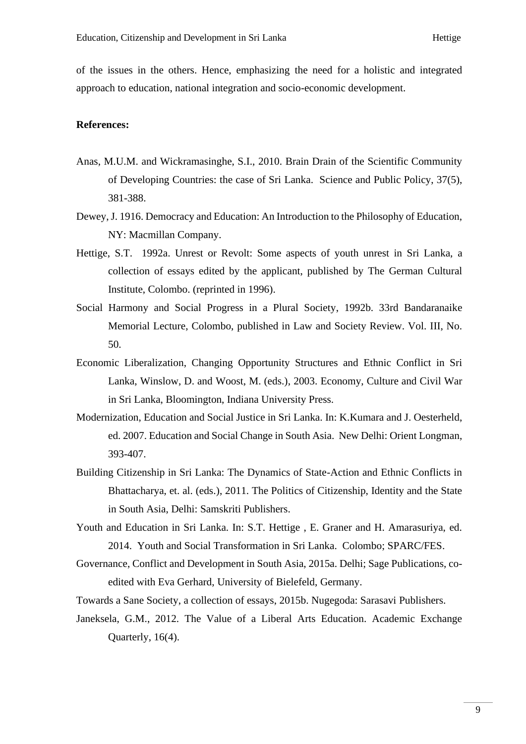of the issues in the others. Hence, emphasizing the need for a holistic and integrated approach to education, national integration and socio-economic development.

**References:**

Anas, M.U.M. and Wickramasinghe, S.I., 2010. Brain Drain of the Scientific Community of Developing Countries: the case of Sri Lanka. Science and Public Policy, 37(5), 381-388.

Dewey, J. 1916. Democracy and Education: An Introduction to the Philosophy of Education, NY: Macmillan Company.

Hettige, S.T. 1992a. Unrest or Revolt: Some aspects of youth unrest in Sri Lanka, a collection of essays edited by the applicant, published by The German Cultural Institute, Colombo. (reprinted in 1996).

Social Harmony and Social Progress in a Plural Society, 1992b. 33rd Bandaranaike Memorial Lecture, Colombo, published in Law and Society Review. Vol. III, No. 50.

Economic Liberalization, Changing Opportunity Structures and Ethnic Conflict in Sri Lanka, Winslow, D. and Woost, M. (eds.), 2003. Economy, Culture and Civil War in Sri Lanka, Bloomington, Indiana University Press.

Modernization, Education and Social Justice in Sri Lanka. In: K.Kumara and J. Oesterheld, ed. 2007. Education and Social Change in South Asia. New Delhi: Orient Longman, 393-407.

Building Citizenship in Sri Lanka: The Dynamics of State-Action and Ethnic Conflicts in Bhattacharya, et. al. (eds.), 2011. The Politics of Citizenship, Identity and the State in South Asia, Delhi: Samskriti Publishers.

Youth and Education in Sri Lanka. In: S.T. Hettige , E. Graner and H. Amarasuriya, ed. 2014. Youth and Social Transformation in Sri Lanka. Colombo; SPARC/FES.

Governance, Conflict and Development in South Asia, 2015a. Delhi; Sage Publications, co-edited with Eva Gerhard, University of Bielefeld, Germany.

Towards a Sane Society, a collection of essays, 2015b. Nugegoda: Sarasavi Publishers.

Janeksela, G.M., 2012. The Value of a Liberal Arts Education. Academic Exchange Quarterly, 16(4).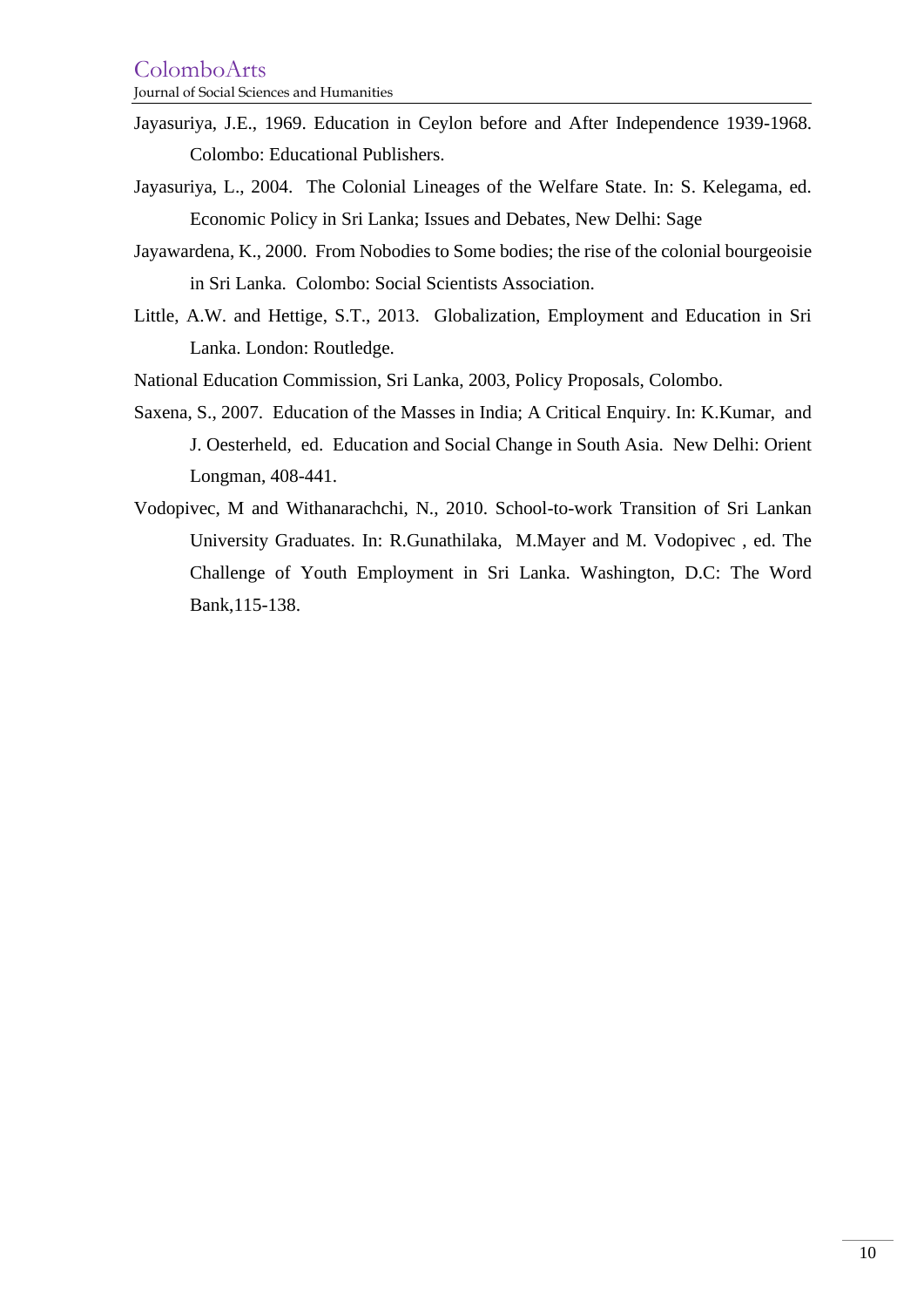Jayasuriya, J.E., 1969. Education in Ceylon before and After Independence 1939-1968. Colombo: Educational Publishers.

Jayasuriya, L., 2004. The Colonial Lineages of the Welfare State. In: S. Kelegama, ed. Economic Policy in Sri Lanka; Issues and Debates, New Delhi: Sage

Jayawardena, K., 2000. From Nobodies to Some bodies; the rise of the colonial bourgeoisie in Sri Lanka. Colombo: Social Scientists Association.

Little, A.W. and Hettige, S.T., 2013. Globalization, Employment and Education in Sri Lanka. London: Routledge.

National Education Commission, Sri Lanka, 2003, Policy Proposals, Colombo.

Saxena, S., 2007. Education of the Masses in India; A Critical Enquiry. In: K.Kumar, and J. Oesterheld, ed. Education and Social Change in South Asia. New Delhi: Orient Longman, 408-441.

Vodopivec, M and Withanarachchi, N., 2010. School-to-work Transition of Sri Lankan University Graduates. In: R.Gunathilaka, M.Mayer and M. Vodopivec , ed. The Challenge of Youth Employment in Sri Lanka. Washington, D.C: The Word Bank,115-138.